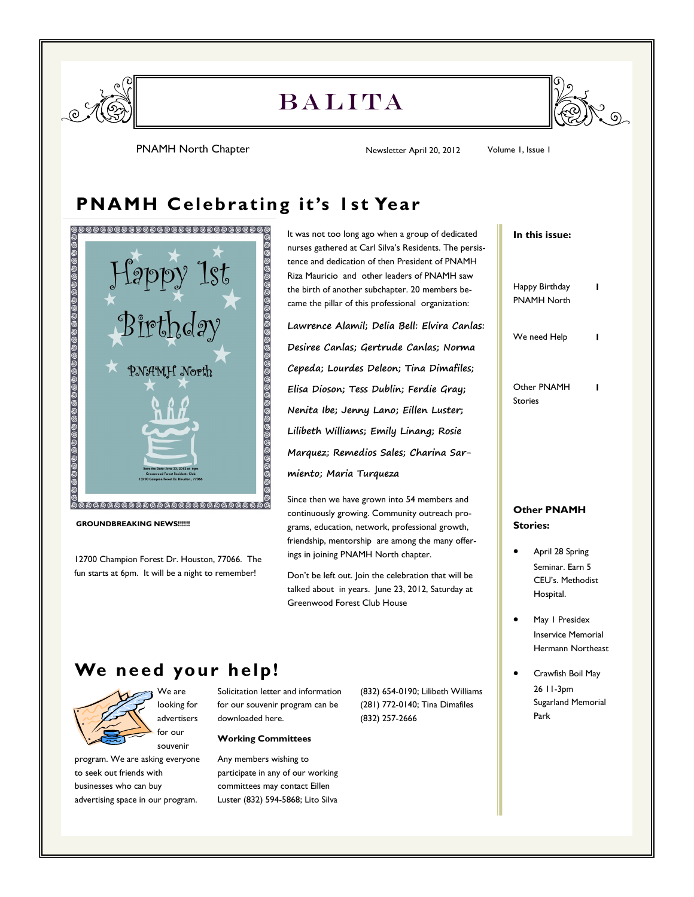# BALITA

PNAMH North Chapter

Newsletter April 20, 2012 Volume 1, Issue 1

## PNAMH Celebrating it's 1st Year

Happy 1st Birthday

PNAMH North

Save the Date: June 23, 2012 at 6pm
Greenwood Forest Residents Club
12700 Campion Forest Dr. Houston, 77066

**GROUNDBREAKING NEWS!!!!!!**

12700 Champion Forest Dr. Houston, 77066. The fun starts at 6pm. It will be a night to remember!

It was not too long ago when a group of dedicated nurses gathered at Carl Silva's Residents. The persistence and dedication of then President of PNAMH Riza Mauricio and other leaders of PNAMH saw the birth of another subchapter. 20 members became the pillar of this professional organization:

Lawrence Alamil; Delia Bell: Elvira Canlas: Desiree Canlas; Gertrude Canlas; Norma Cepeda; Lourdes Deleon; Tina Dimafiles; Elisa Dioson; Tess Dublin; Ferdie Gray; Nenita Ibe; Jenny Lano; Eillen Luster; Lilibeth Williams; Emily Linang; Rosie Marquez; Remedios Sales; Charina Sarmiento; Maria Turqueza

Since then we have grown into 54 members and continuously growing. Community outreach programs, education, network, professional growth, friendship, mentorship are among the many offerings in joining PNAMH North chapter.

Don't be left out. Join the celebration that will be talked about in years. June 23, 2012, Saturday at Greenwood Forest Club House

**In this issue:**

| | |
|---|---|
| Happy Birthday PNAMH North | 1 |
| We need Help | 1 |
| Other PNAMH Stories | 1 |

**Other PNAMH Stories:**

- April 28 Spring Seminar. Earn 5 CEU's. Methodist Hospital.
- May 1 Presidex Inservice Memorial Hermann Northeast
- Crawfish Boil May 26 11-3pm Sugarland Memorial Park

## We need your help!

We are looking for advertisers for our souvenir program. We are asking everyone to seek out friends with businesses who can buy advertising space in our program.

Solicitation letter and information for our souvenir program can be downloaded here.

**Working Committees**

Any members wishing to participate in any of our working committees may contact Eillen Luster (832) 594-5868; Lito Silva (832) 654-0190; Lilibeth Williams (281) 772-0140; Tina Dimafiles (832) 257-2666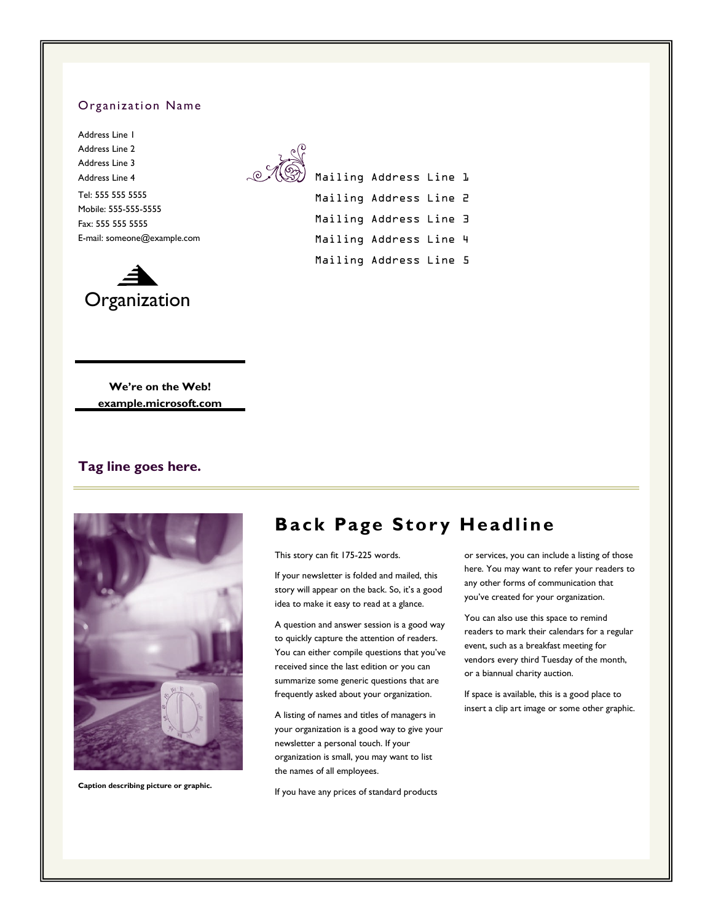Organization Name

Address Line 1
Address Line 2
Address Line 3
Address Line 4

Tel: 555 555 5555
Mobile: 555-555-5555
Fax: 555 555 5555
E-mail: someone@example.com

Mailing Address Line 1
Mailing Address Line 2
Mailing Address Line 3
Mailing Address Line 4
Mailing Address Line 5

Organization

**We're on the Web!**
**example.microsoft.com**

**Tag line goes here.**

Caption describing picture or graphic.

## Back Page Story Headline

This story can fit 175-225 words.

If your newsletter is folded and mailed, this story will appear on the back. So, it's a good idea to make it easy to read at a glance.

A question and answer session is a good way to quickly capture the attention of readers. You can either compile questions that you've received since the last edition or you can summarize some generic questions that are frequently asked about your organization.

A listing of names and titles of managers in your organization is a good way to give your newsletter a personal touch. If your organization is small, you may want to list the names of all employees.

If you have any prices of standard products or services, you can include a listing of those here. You may want to refer your readers to any other forms of communication that you've created for your organization.

You can also use this space to remind readers to mark their calendars for a regular event, such as a breakfast meeting for vendors every third Tuesday of the month, or a biannual charity auction.

If space is available, this is a good place to insert a clip art image or some other graphic.